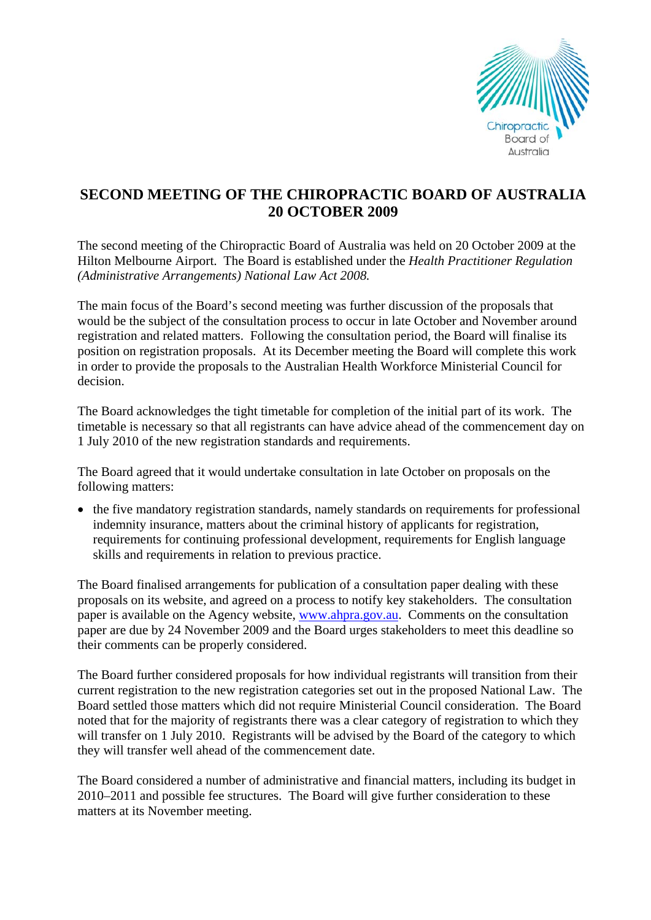# SECOND MEETING OF THE CHIROPRACTIC BOARD OF AUSTRALIA 20 OCTOBER 2009

The second meeting of the Chiropractic Board of Australia was held on 20 October 2009 at the Hilton Melbourne Airport. The Board is established under the *Health Practitioner Regulation (Administrative Arrangements) National Law Act 2008.*

The main focus of the Board's second meeting was further discussion of the proposals that would be the subject of the consultation process to occur in late October and November around registration and related matters. Following the consultation period, the Board will finalise its position on registration proposals. At its December meeting the Board will complete this work in order to provide the proposals to the Australian Health Workforce Ministerial Council for decision.

The Board acknowledges the tight timetable for completion of the initial part of its work. The timetable is necessary so that all registrants can have advice ahead of the commencement day on 1 July 2010 of the new registration standards and requirements.

The Board agreed that it would undertake consultation in late October on proposals on the following matters:

- the five mandatory registration standards, namely standards on requirements for professional indemnity insurance, matters about the criminal history of applicants for registration, requirements for continuing professional development, requirements for English language skills and requirements in relation to previous practice.

The Board finalised arrangements for publication of a consultation paper dealing with these proposals on its website, and agreed on a process to notify key stakeholders. The consultation paper is available on the Agency website, [www.ahpra.gov.au](www.ahpra.gov.au). Comments on the consultation paper are due by 24 November 2009 and the Board urges stakeholders to meet this deadline so their comments can be properly considered.

The Board further considered proposals for how individual registrants will transition from their current registration to the new registration categories set out in the proposed National Law. The Board settled those matters which did not require Ministerial Council consideration. The Board noted that for the majority of registrants there was a clear category of registration to which they will transfer on 1 July 2010. Registrants will be advised by the Board of the category to which they will transfer well ahead of the commencement date.

The Board considered a number of administrative and financial matters, including its budget in 2010–2011 and possible fee structures. The Board will give further consideration to these matters at its November meeting.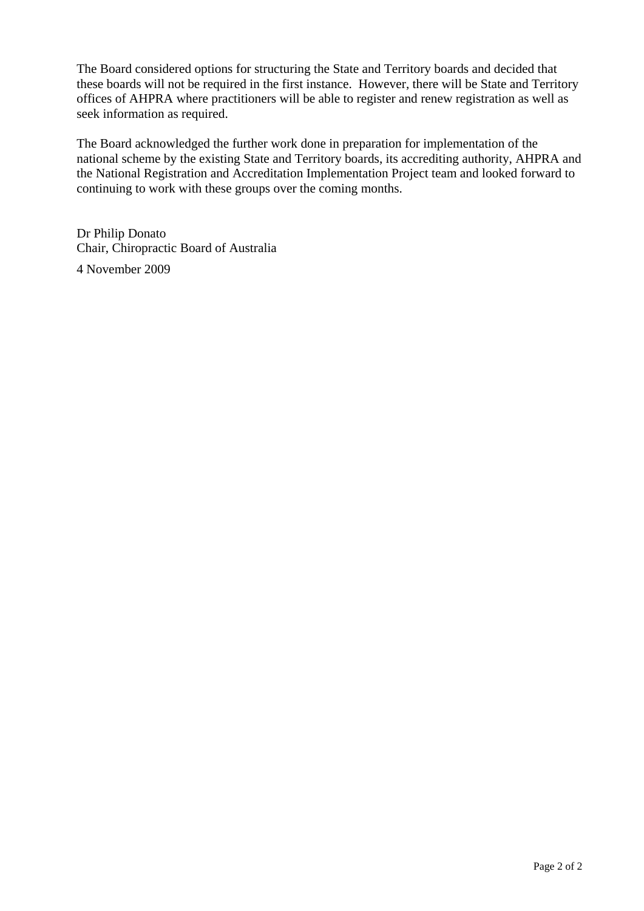The Board considered options for structuring the State and Territory boards and decided that these boards will not be required in the first instance. However, there will be State and Territory offices of AHPRA where practitioners will be able to register and renew registration as well as seek information as required.

The Board acknowledged the further work done in preparation for implementation of the national scheme by the existing State and Territory boards, its accrediting authority, AHPRA and the National Registration and Accreditation Implementation Project team and looked forward to continuing to work with these groups over the coming months.

Dr Philip Donato
Chair, Chiropractic Board of Australia

4 November 2009